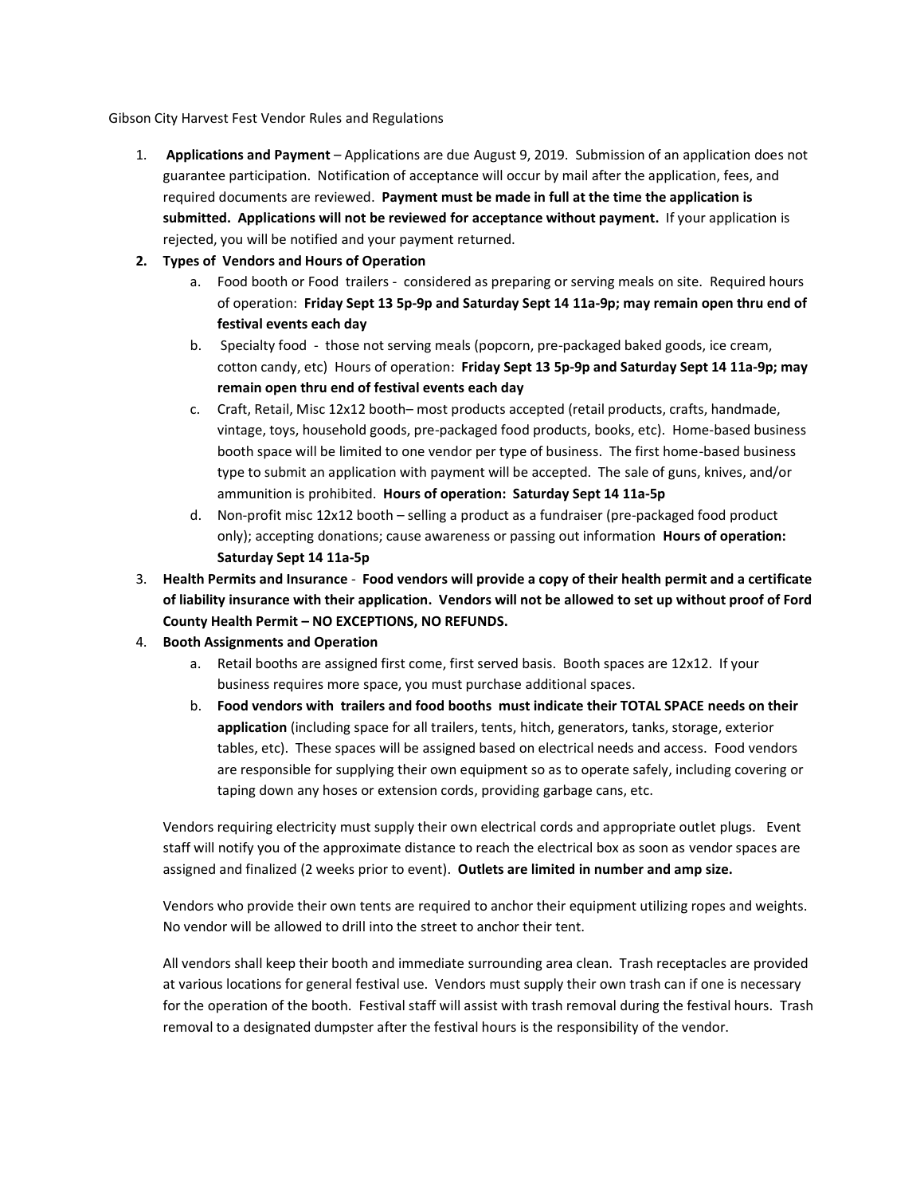Gibson City Harvest Fest Vendor Rules and Regulations

1. **Applications and Payment** – Applications are due August 9, 2019. Submission of an application does not guarantee participation. Notification of acceptance will occur by mail after the application, fees, and required documents are reviewed. **Payment must be made in full at the time the application is submitted. Applications will not be reviewed for acceptance without payment.** If your application is rejected, you will be notified and your payment returned.
2. **Types of Vendors and Hours of Operation**
   a. Food booth or Food trailers - considered as preparing or serving meals on site. Required hours of operation: **Friday Sept 13 5p-9p and Saturday Sept 14 11a-9p; may remain open thru end of festival events each day**
   b. Specialty food - those not serving meals (popcorn, pre-packaged baked goods, ice cream, cotton candy, etc) Hours of operation: **Friday Sept 13 5p-9p and Saturday Sept 14 11a-9p; may remain open thru end of festival events each day**
   c. Craft, Retail, Misc 12x12 booth– most products accepted (retail products, crafts, handmade, vintage, toys, household goods, pre-packaged food products, books, etc). Home-based business booth space will be limited to one vendor per type of business. The first home-based business type to submit an application with payment will be accepted. The sale of guns, knives, and/or ammunition is prohibited. **Hours of operation: Saturday Sept 14 11a-5p**
   d. Non-profit misc 12x12 booth – selling a product as a fundraiser (pre-packaged food product only); accepting donations; cause awareness or passing out information **Hours of operation: Saturday Sept 14 11a-5p**
3. **Health Permits and Insurance** - **Food vendors will provide a copy of their health permit and a certificate of liability insurance with their application. Vendors will not be allowed to set up without proof of Ford County Health Permit – NO EXCEPTIONS, NO REFUNDS.**
4. **Booth Assignments and Operation**
   a. Retail booths are assigned first come, first served basis. Booth spaces are 12x12. If your business requires more space, you must purchase additional spaces.
   b. **Food vendors with trailers and food booths must indicate their TOTAL SPACE needs on their application** (including space for all trailers, tents, hitch, generators, tanks, storage, exterior tables, etc). These spaces will be assigned based on electrical needs and access. Food vendors are responsible for supplying their own equipment so as to operate safely, including covering or taping down any hoses or extension cords, providing garbage cans, etc.

   Vendors requiring electricity must supply their own electrical cords and appropriate outlet plugs. Event staff will notify you of the approximate distance to reach the electrical box as soon as vendor spaces are assigned and finalized (2 weeks prior to event). **Outlets are limited in number and amp size.**

   Vendors who provide their own tents are required to anchor their equipment utilizing ropes and weights. No vendor will be allowed to drill into the street to anchor their tent.

   All vendors shall keep their booth and immediate surrounding area clean. Trash receptacles are provided at various locations for general festival use. Vendors must supply their own trash can if one is necessary for the operation of the booth. Festival staff will assist with trash removal during the festival hours. Trash removal to a designated dumpster after the festival hours is the responsibility of the vendor.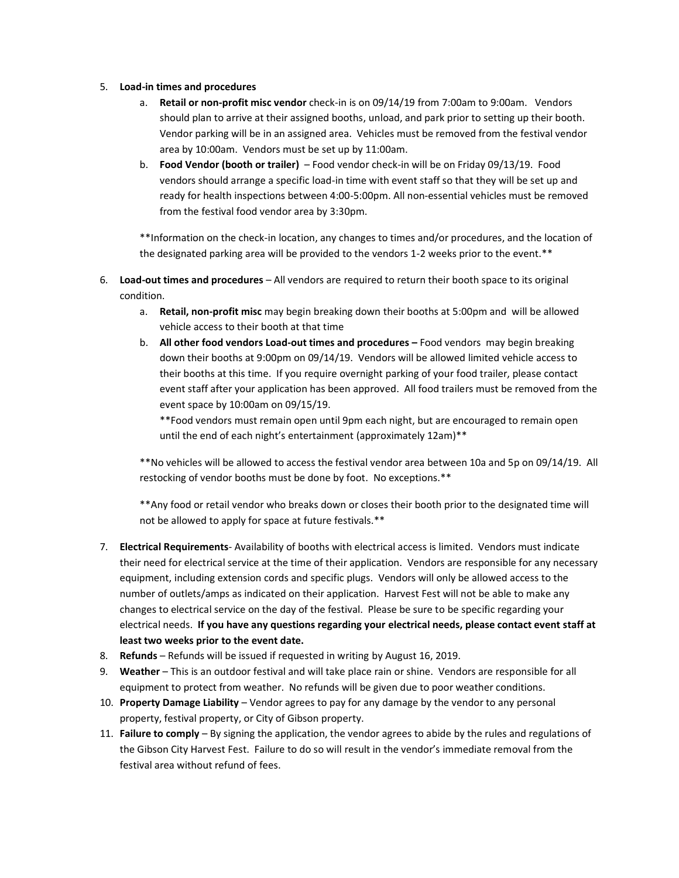5. **Load-in times and procedures**
    a. **Retail or non-profit misc vendor** check-in is on 09/14/19 from 7:00am to 9:00am. Vendors should plan to arrive at their assigned booths, unload, and park prior to setting up their booth. Vendor parking will be in an assigned area. Vehicles must be removed from the festival vendor area by 10:00am. Vendors must be set up by 11:00am.
    b. **Food Vendor (booth or trailer)** – Food vendor check-in will be on Friday 09/13/19. Food vendors should arrange a specific load-in time with event staff so that they will be set up and ready for health inspections between 4:00-5:00pm. All non-essential vehicles must be removed from the festival food vendor area by 3:30pm.

    **Information on the check-in location, any changes to times and/or procedures, and the location of the designated parking area will be provided to the vendors 1-2 weeks prior to the event.**

6. **Load-out times and procedures** – All vendors are required to return their booth space to its original condition.
    a. **Retail, non-profit misc** may begin breaking down their booths at 5:00pm and will be allowed vehicle access to their booth at that time
    b. **All other food vendors Load-out times and procedures –** Food vendors may begin breaking down their booths at 9:00pm on 09/14/19. Vendors will be allowed limited vehicle access to their booths at this time. If you require overnight parking of your food trailer, please contact event staff after your application has been approved. All food trailers must be removed from the event space by 10:00am on 09/15/19.

        **Food vendors must remain open until 9pm each night, but are encouraged to remain open until the end of each night's entertainment (approximately 12am)**

    **No vehicles will be allowed to access the festival vendor area between 10a and 5p on 09/14/19. All restocking of vendor booths must be done by foot. No exceptions.**

    **Any food or retail vendor who breaks down or closes their booth prior to the designated time will not be allowed to apply for space at future festivals.**

7. **Electrical Requirements**- Availability of booths with electrical access is limited. Vendors must indicate their need for electrical service at the time of their application. Vendors are responsible for any necessary equipment, including extension cords and specific plugs. Vendors will only be allowed access to the number of outlets/amps as indicated on their application. Harvest Fest will not be able to make any changes to electrical service on the day of the festival. Please be sure to be specific regarding your electrical needs. **If you have any questions regarding your electrical needs, please contact event staff at least two weeks prior to the event date.**
8. **Refunds** – Refunds will be issued if requested in writing by August 16, 2019.
9. **Weather** – This is an outdoor festival and will take place rain or shine. Vendors are responsible for all equipment to protect from weather. No refunds will be given due to poor weather conditions.
10. **Property Damage Liability** – Vendor agrees to pay for any damage by the vendor to any personal property, festival property, or City of Gibson property.
11. **Failure to comply** – By signing the application, the vendor agrees to abide by the rules and regulations of the Gibson City Harvest Fest. Failure to do so will result in the vendor's immediate removal from the festival area without refund of fees.